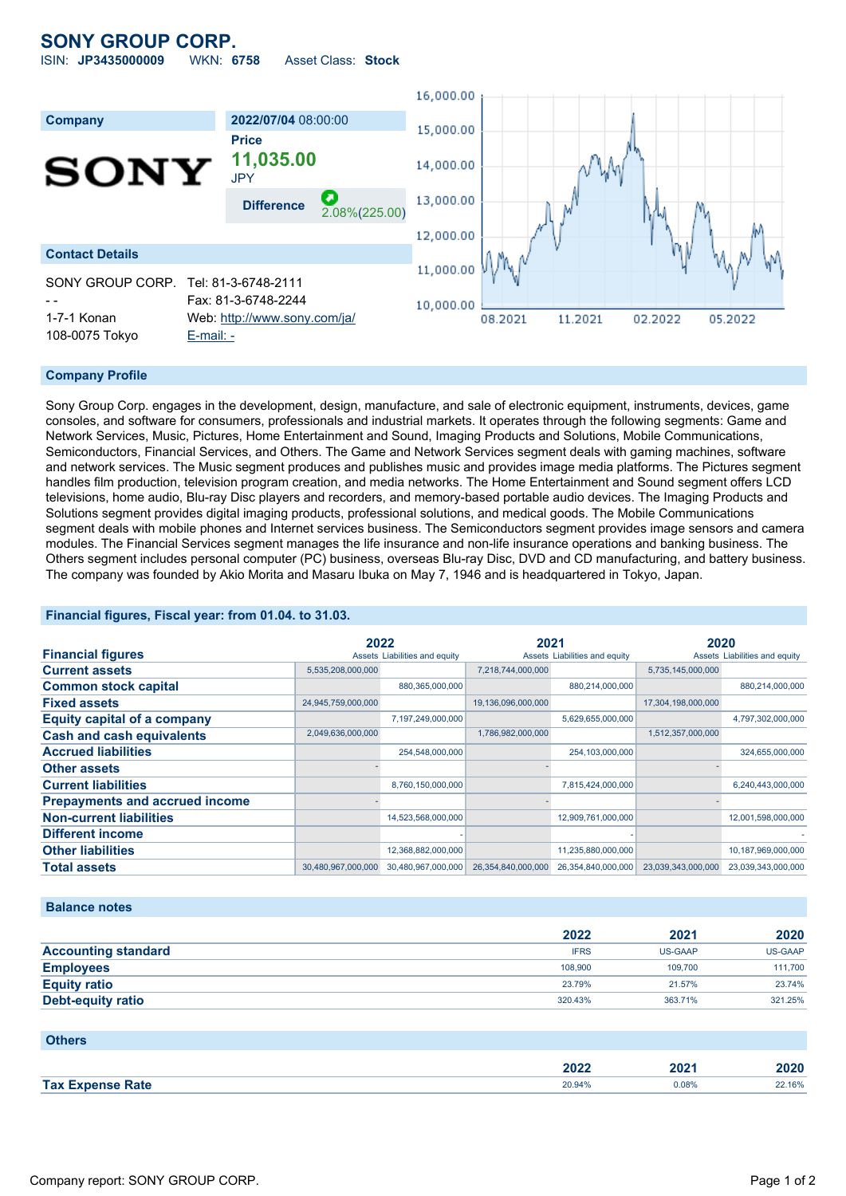# SONY GROUP CORP.

ISIN: **JP3435000009** WKN: **6758** Asset Class: **Stock**

| Company | 2022/07/04 08:00:00 |
|---|---|
| SONY | Price **11,035.00** JPY |
| | Difference 2.08%(225.00) |

16,000.00
15,000.00
14,000.00
13,000.00
12,000.00
11,000.00
10,000.00
08.2021 11.2021 02.2022 05.2022

## Contact Details

SONY GROUP CORP.
- -
1-7-1 Konan
108-0075 Tokyo

Tel: 81-3-6748-2111
Fax: 81-3-6748-2244
Web: http://www.sony.com/ja/
E-mail: -

## Company Profile

Sony Group Corp. engages in the development, design, manufacture, and sale of electronic equipment, instruments, devices, game consoles, and software for consumers, professionals and industrial markets. It operates through the following segments: Game and Network Services, Music, Pictures, Home Entertainment and Sound, Imaging Products and Solutions, Mobile Communications, Semiconductors, Financial Services, and Others. The Game and Network Services segment deals with gaming machines, software and network services. The Music segment produces and publishes music and provides image media platforms. The Pictures segment handles film production, television program creation, and media networks. The Home Entertainment and Sound segment offers LCD televisions, home audio, Blu-ray Disc players and recorders, and memory-based portable audio devices. The Imaging Products and Solutions segment provides digital imaging products, professional solutions, and medical goods. The Mobile Communications segment deals with mobile phones and Internet services business. The Semiconductors segment provides image sensors and camera modules. The Financial Services segment manages the life insurance and non-life insurance operations and banking business. The Others segment includes personal computer (PC) business, overseas Blu-ray Disc, DVD and CD manufacturing, and battery business. The company was founded by Akio Morita and Masaru Ibuka on May 7, 1946 and is headquartered in Tokyo, Japan.

## Financial figures, Fiscal year: from 01.04. to 31.03.

| Financial figures | 2022 | | 2021 | | 2020 | |
|---|---|---|---|---|---|---|
| | Assets | Liabilities and equity | Assets | Liabilities and equity | Assets | Liabilities and equity |
| **Current assets** | 5,535,208,000,000 | | 7,218,744,000,000 | | 5,735,145,000,000 | |
| **Common stock capital** | | 880,365,000,000 | | 880,214,000,000 | | 880,214,000,000 |
| **Fixed assets** | 24,945,759,000,000 | | 19,136,096,000,000 | | 17,304,198,000,000 | |
| **Equity capital of a company** | | 7,197,249,000,000 | | 5,629,655,000,000 | | 4,797,302,000,000 |
| **Cash and cash equivalents** | 2,049,636,000,000 | | 1,786,982,000,000 | | 1,512,357,000,000 | |
| **Accrued liabilities** | | 254,548,000,000 | | 254,103,000,000 | | 324,655,000,000 |
| **Other assets** | - | | - | | - | |
| **Current liabilities** | | 8,760,150,000,000 | | 7,815,424,000,000 | | 6,240,443,000,000 |
| **Prepayments and accrued income** | - | | - | | - | |
| **Non-current liabilities** | | 14,523,568,000,000 | | 12,909,761,000,000 | | 12,001,598,000,000 |
| **Different income** | | - | | - | | - |
| **Other liabilities** | | 12,368,882,000,000 | | 11,235,880,000,000 | | 10,187,969,000,000 |
| **Total assets** | 30,480,967,000,000 | 30,480,967,000,000 | 26,354,840,000,000 | 26,354,840,000,000 | 23,039,343,000,000 | 23,039,343,000,000 |

## Balance notes

| | 2022 | 2021 | 2020 |
|---|---|---|---|
| **Accounting standard** | IFRS | US-GAAP | US-GAAP |
| **Employees** | 108,900 | 109,700 | 111,700 |
| **Equity ratio** | 23.79% | 21.57% | 23.74% |
| **Debt-equity ratio** | 320.43% | 363.71% | 321.25% |

## Others

| | 2022 | 2021 | 2020 |
|---|---|---|---|
| **Tax Expense Rate** | 20.94% | 0.08% | 22.16% |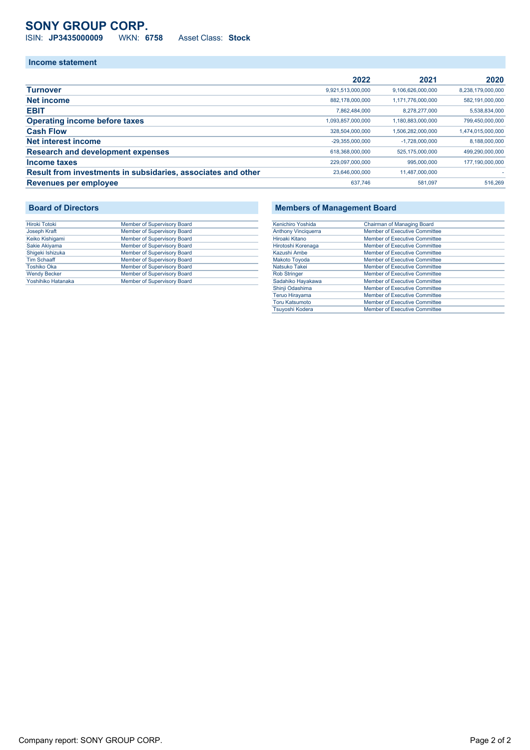# SONY GROUP CORP.

ISIN: **JP3435000009** WKN: **6758** Asset Class: **Stock**

## Income statement

| | 2022 | 2021 | 2020 |
|---|---|---|---|
| **Turnover** | 9,921,513,000,000 | 9,106,626,000,000 | 8,238,179,000,000 |
| **Net income** | 882,178,000,000 | 1,171,776,000,000 | 582,191,000,000 |
| **EBIT** | 7,862,484,000 | 8,278,277,000 | 5,538,834,000 |
| **Operating income before taxes** | 1,093,857,000,000 | 1,180,883,000,000 | 799,450,000,000 |
| **Cash Flow** | 328,504,000,000 | 1,506,282,000,000 | 1,474,015,000,000 |
| **Net interest income** | -29,355,000,000 | -1,728,000,000 | 8,188,000,000 |
| **Research and development expenses** | 618,368,000,000 | 525,175,000,000 | 499,290,000,000 |
| **Income taxes** | 229,097,000,000 | 995,000,000 | 177,190,000,000 |
| **Result from investments in subsidaries, associates and other** | 23,646,000,000 | 11,487,000,000 | - |
| **Revenues per employee** | 637,746 | 581,097 | 516,269 |

## Board of Directors

| | |
|---|---|
| Hiroki Totoki | Member of Supervisory Board |
| Joseph Kraft | Member of Supervisory Board |
| Keiko Kishigami | Member of Supervisory Board |
| Sakie Akiyama | Member of Supervisory Board |
| Shigeki Ishizuka | Member of Supervisory Board |
| Tim Schaaff | Member of Supervisory Board |
| Toshiko Oka | Member of Supervisory Board |
| Wendy Becker | Member of Supervisory Board |
| Yoshihiko Hatanaka | Member of Supervisory Board |

## Members of Management Board

| | |
|---|---|
| Kenichiro Yoshida | Chairman of Managing Board |
| Anthony Vinciquerra | Member of Executive Committee |
| Hiroaki Kitano | Member of Executive Committee |
| Hirotoshi Korenaga | Member of Executive Committee |
| Kazushi Ambe | Member of Executive Committee |
| Makoto Toyoda | Member of Executive Committee |
| Natsuko Takei | Member of Executive Committee |
| Rob Stringer | Member of Executive Committee |
| Sadahiko Hayakawa | Member of Executive Committee |
| Shinji Odashima | Member of Executive Committee |
| Teruo Hirayama | Member of Executive Committee |
| Toru Katsumoto | Member of Executive Committee |
| Tsuyoshi Kodera | Member of Executive Committee |